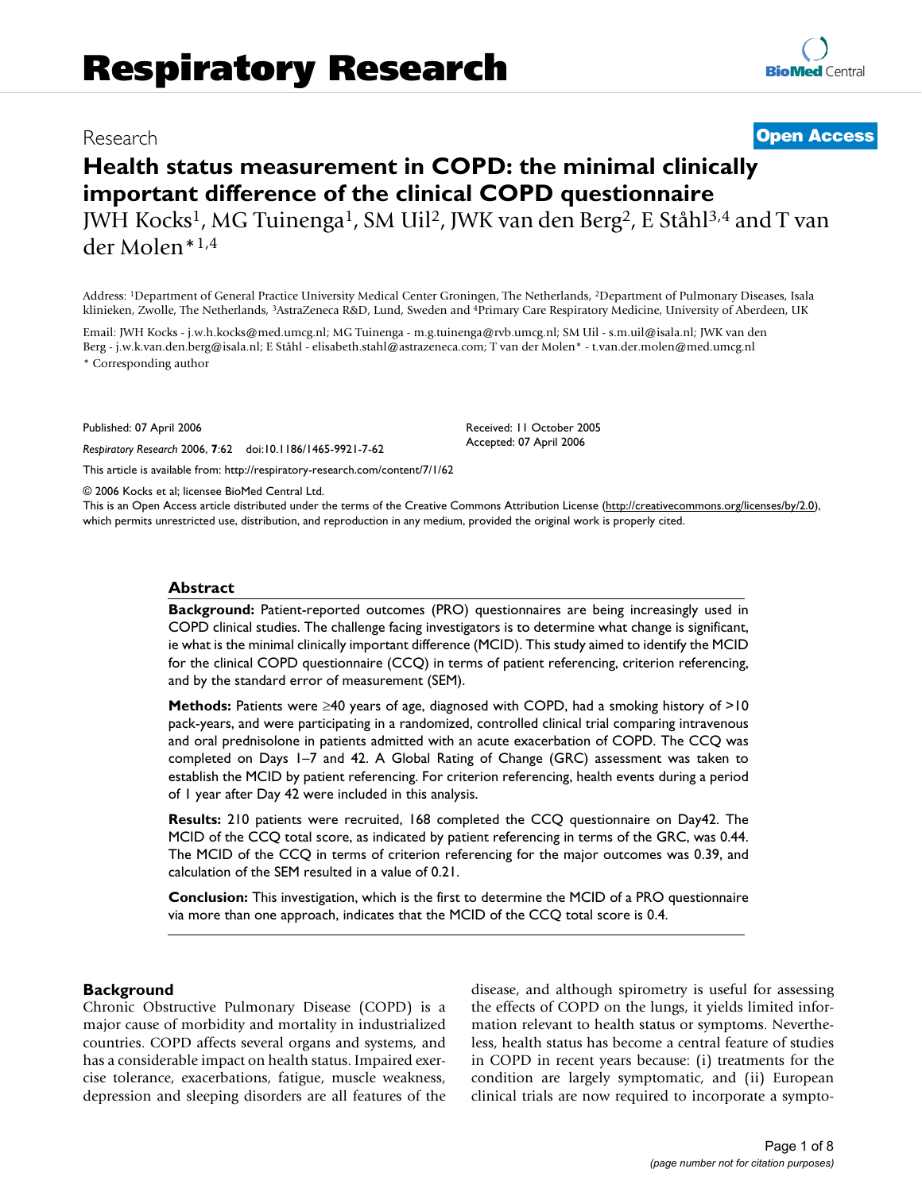# Health status measurement in COPD: the minimal clinically important difference of the clinical COPD questionnaire

JWH Kocks[1], MG Tuinenga[1], SM Uil[2], JWK van den Berg[2], E Ståhl[3,4] and T van der Molen*[1,4]

Address: [1]Department of General Practice University Medical Center Groningen, The Netherlands, [2]Department of Pulmonary Diseases, Isala klinieken, Zwolle, The Netherlands, [3]AstraZeneca R&D, Lund, Sweden and [4]Primary Care Respiratory Medicine, University of Aberdeen, UK

Email: JWH Kocks - j.w.h.kocks@med.umcg.nl; MG Tuinenga - m.g.tuinenga@rvb.umcg.nl; SM Uil - s.m.uil@isala.nl; JWK van den Berg - j.w.k.van.den.berg@isala.nl; E Ståhl - elisabeth.stahl@astrazeneca.com; T van der Molen* - t.van.der.molen@med.umcg.nl

\* Corresponding author

Published: 07 April 2006

*Respiratory Research* 2006, **7**:62 doi:10.1186/1465-9921-7-62

Received: 11 October 2005
Accepted: 07 April 2006

This article is available from: http://respiratory-research.com/content/7/1/62

© 2006 Kocks et al; licensee BioMed Central Ltd.
This is an Open Access article distributed under the terms of the Creative Commons Attribution License (http://creativecommons.org/licenses/by/2.0), which permits unrestricted use, distribution, and reproduction in any medium, provided the original work is properly cited.

## Abstract

**Background:** Patient-reported outcomes (PRO) questionnaires are being increasingly used in COPD clinical studies. The challenge facing investigators is to determine what change is significant, ie what is the minimal clinically important difference (MCID). This study aimed to identify the MCID for the clinical COPD questionnaire (CCQ) in terms of patient referencing, criterion referencing, and by the standard error of measurement (SEM).

**Methods:** Patients were ≥40 years of age, diagnosed with COPD, had a smoking history of >10 pack-years, and were participating in a randomized, controlled clinical trial comparing intravenous and oral prednisolone in patients admitted with an acute exacerbation of COPD. The CCQ was completed on Days 1–7 and 42. A Global Rating of Change (GRC) assessment was taken to establish the MCID by patient referencing. For criterion referencing, health events during a period of 1 year after Day 42 were included in this analysis.

**Results:** 210 patients were recruited, 168 completed the CCQ questionnaire on Day42. The MCID of the CCQ total score, as indicated by patient referencing in terms of the GRC, was 0.44. The MCID of the CCQ in terms of criterion referencing for the major outcomes was 0.39, and calculation of the SEM resulted in a value of 0.21.

**Conclusion:** This investigation, which is the first to determine the MCID of a PRO questionnaire via more than one approach, indicates that the MCID of the CCQ total score is 0.4.

## Background

Chronic Obstructive Pulmonary Disease (COPD) is a major cause of morbidity and mortality in industrialized countries. COPD affects several organs and systems, and has a considerable impact on health status. Impaired exercise tolerance, exacerbations, fatigue, muscle weakness, depression and sleeping disorders are all features of the disease, and although spirometry is useful for assessing the effects of COPD on the lungs, it yields limited information relevant to health status or symptoms. Nevertheless, health status has become a central feature of studies in COPD in recent years because: (i) treatments for the condition are largely symptomatic, and (ii) European clinical trials are now required to incorporate a sympto-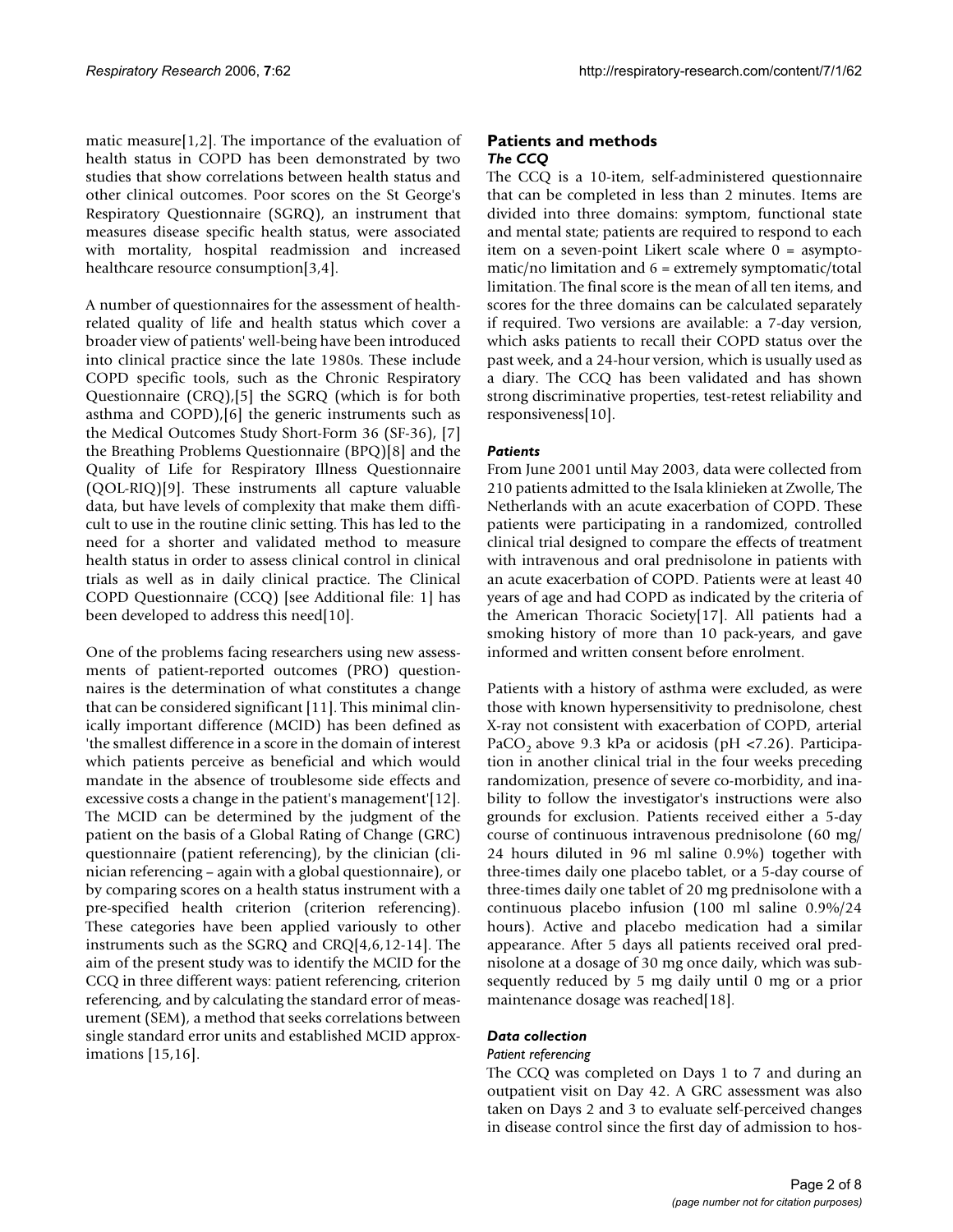matic measure[1,2]. The importance of the evaluation of health status in COPD has been demonstrated by two studies that show correlations between health status and other clinical outcomes. Poor scores on the St George's Respiratory Questionnaire (SGRQ), an instrument that measures disease specific health status, were associated with mortality, hospital readmission and increased healthcare resource consumption[3,4].

A number of questionnaires for the assessment of health-related quality of life and health status which cover a broader view of patients' well-being have been introduced into clinical practice since the late 1980s. These include COPD specific tools, such as the Chronic Respiratory Questionnaire (CRQ),[5] the SGRQ (which is for both asthma and COPD),[6] the generic instruments such as the Medical Outcomes Study Short-Form 36 (SF-36), [7] the Breathing Problems Questionnaire (BPQ)[8] and the Quality of Life for Respiratory Illness Questionnaire (QOL-RIQ)[9]. These instruments all capture valuable data, but have levels of complexity that make them difficult to use in the routine clinic setting. This has led to the need for a shorter and validated method to measure health status in order to assess clinical control in clinical trials as well as in daily clinical practice. The Clinical COPD Questionnaire (CCQ) [see Additional file: 1] has been developed to address this need[10].

One of the problems facing researchers using new assessments of patient-reported outcomes (PRO) questionnaires is the determination of what constitutes a change that can be considered significant [11]. This minimal clinically important difference (MCID) has been defined as 'the smallest difference in a score in the domain of interest which patients perceive as beneficial and which would mandate in the absence of troublesome side effects and excessive costs a change in the patient's management'[12]. The MCID can be determined by the judgment of the patient on the basis of a Global Rating of Change (GRC) questionnaire (patient referencing), by the clinician (clinician referencing – again with a global questionnaire), or by comparing scores on a health status instrument with a pre-specified health criterion (criterion referencing). These categories have been applied variously to other instruments such as the SGRQ and CRQ[4,6,12-14]. The aim of the present study was to identify the MCID for the CCQ in three different ways: patient referencing, criterion referencing, and by calculating the standard error of measurement (SEM), a method that seeks correlations between single standard error units and established MCID approximations [15,16].

## Patients and methods

### *The CCQ*

The CCQ is a 10-item, self-administered questionnaire that can be completed in less than 2 minutes. Items are divided into three domains: symptom, functional state and mental state; patients are required to respond to each item on a seven-point Likert scale where 0 = asymptomatic/no limitation and 6 = extremely symptomatic/total limitation. The final score is the mean of all ten items, and scores for the three domains can be calculated separately if required. Two versions are available: a 7-day version, which asks patients to recall their COPD status over the past week, and a 24-hour version, which is usually used as a diary. The CCQ has been validated and has shown strong discriminative properties, test-retest reliability and responsiveness[10].

### *Patients*

From June 2001 until May 2003, data were collected from 210 patients admitted to the Isala klinieken at Zwolle, The Netherlands with an acute exacerbation of COPD. These patients were participating in a randomized, controlled clinical trial designed to compare the effects of treatment with intravenous and oral prednisolone in patients with an acute exacerbation of COPD. Patients were at least 40 years of age and had COPD as indicated by the criteria of the American Thoracic Society[17]. All patients had a smoking history of more than 10 pack-years, and gave informed and written consent before enrolment.

Patients with a history of asthma were excluded, as were those with known hypersensitivity to prednisolone, chest X-ray not consistent with exacerbation of COPD, arterial $PaCO_2$ above 9.3 kPa or acidosis (pH <7.26). Participation in another clinical trial in the four weeks preceding randomization, presence of severe co-morbidity, and inability to follow the investigator's instructions were also grounds for exclusion. Patients received either a 5-day course of continuous intravenous prednisolone (60 mg/24 hours diluted in 96 ml saline 0.9%) together with three-times daily one placebo tablet, or a 5-day course of three-times daily one tablet of 20 mg prednisolone with a continuous placebo infusion (100 ml saline 0.9%/24 hours). Active and placebo medication had a similar appearance. After 5 days all patients received oral prednisolone at a dosage of 30 mg once daily, which was subsequently reduced by 5 mg daily until 0 mg or a prior maintenance dosage was reached[18].

### *Data collection*

#### *Patient referencing*

The CCQ was completed on Days 1 to 7 and during an outpatient visit on Day 42. A GRC assessment was also taken on Days 2 and 3 to evaluate self-perceived changes in disease control since the first day of admission to hos-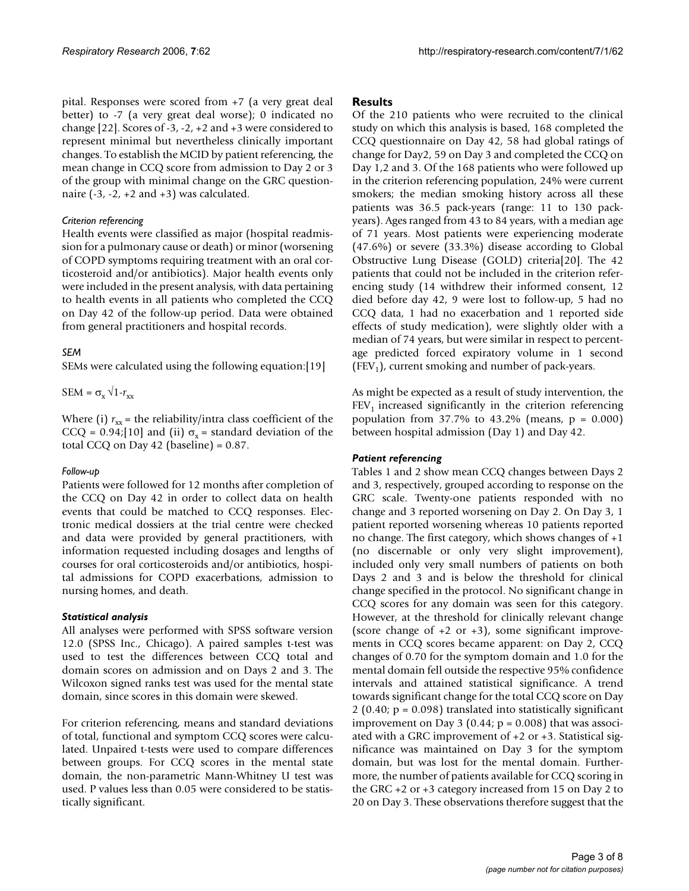pital. Responses were scored from +7 (a very great deal better) to -7 (a very great deal worse); 0 indicated no change [22]. Scores of -3, -2, +2 and +3 were considered to represent minimal but nevertheless clinically important changes. To establish the MCID by patient referencing, the mean change in CCQ score from admission to Day 2 or 3 of the group with minimal change on the GRC questionnaire (-3, -2, +2 and +3) was calculated.

#### *Criterion referencing*

Health events were classified as major (hospital readmission for a pulmonary cause or death) or minor (worsening of COPD symptoms requiring treatment with an oral corticosteroid and/or antibiotics). Major health events only were included in the present analysis, with data pertaining to health events in all patients who completed the CCQ on Day 42 of the follow-up period. Data were obtained from general practitioners and hospital records.

#### *SEM*

SEMs were calculated using the following equation:[19]

$$SEM = \sigma_x \sqrt{1-r_{xx}}$$

Where (i) $r_{xx}$ = the reliability/intra class coefficient of the CCQ = 0.94;[10] and (ii) $\sigma_x$ = standard deviation of the total CCQ on Day 42 (baseline) = 0.87.

#### *Follow-up*

Patients were followed for 12 months after completion of the CCQ on Day 42 in order to collect data on health events that could be matched to CCQ responses. Electronic medical dossiers at the trial centre were checked and data were provided by general practitioners, with information requested including dosages and lengths of courses for oral corticosteroids and/or antibiotics, hospital admissions for COPD exacerbations, admission to nursing homes, and death.

### *Statistical analysis*

All analyses were performed with SPSS software version 12.0 (SPSS Inc., Chicago). A paired samples t-test was used to test the differences between CCQ total and domain scores on admission and on Days 2 and 3. The Wilcoxon signed ranks test was used for the mental state domain, since scores in this domain were skewed.

For criterion referencing, means and standard deviations of total, functional and symptom CCQ scores were calculated. Unpaired t-tests were used to compare differences between groups. For CCQ scores in the mental state domain, the non-parametric Mann-Whitney U test was used. P values less than 0.05 were considered to be statistically significant.

## Results

Of the 210 patients who were recruited to the clinical study on which this analysis is based, 168 completed the CCQ questionnaire on Day 42, 58 had global ratings of change for Day2, 59 on Day 3 and completed the CCQ on Day 1,2 and 3. Of the 168 patients who were followed up in the criterion referencing population, 24% were current smokers; the median smoking history across all these patients was 36.5 pack-years (range: 11 to 130 pack-years). Ages ranged from 43 to 84 years, with a median age of 71 years. Most patients were experiencing moderate (47.6%) or severe (33.3%) disease according to Global Obstructive Lung Disease (GOLD) criteria[20]. The 42 patients that could not be included in the criterion referencing study (14 withdrew their informed consent, 12 died before day 42, 9 were lost to follow-up, 5 had no CCQ data, 1 had no exacerbation and 1 reported side effects of study medication), were slightly older with a median of 74 years, but were similar in respect to percentage predicted forced expiratory volume in 1 second ($FEV_1$), current smoking and number of pack-years.

As might be expected as a result of study intervention, the $FEV_1$ increased significantly in the criterion referencing population from 37.7% to 43.2% (means, $p = 0.000$) between hospital admission (Day 1) and Day 42.

### *Patient referencing*

Tables 1 and 2 show mean CCQ changes between Days 2 and 3, respectively, grouped according to response on the GRC scale. Twenty-one patients responded with no change and 3 reported worsening on Day 2. On Day 3, 1 patient reported worsening whereas 10 patients reported no change. The first category, which shows changes of +1 (no discernable or only very slight improvement), included only very small numbers of patients on both Days 2 and 3 and is below the threshold for clinical change specified in the protocol. No significant change in CCQ scores for any domain was seen for this category. However, at the threshold for clinically relevant change (score change of +2 or +3), some significant improvements in CCQ scores became apparent: on Day 2, CCQ changes of 0.70 for the symptom domain and 1.0 for the mental domain fell outside the respective 95% confidence intervals and attained statistical significance. A trend towards significant change for the total CCQ score on Day 2 (0.40; $p = 0.098$) translated into statistically significant improvement on Day 3 (0.44; $p = 0.008$) that was associated with a GRC improvement of +2 or +3. Statistical significance was maintained on Day 3 for the symptom domain, but was lost for the mental domain. Furthermore, the number of patients available for CCQ scoring in the GRC +2 or +3 category increased from 15 on Day 2 to 20 on Day 3. These observations therefore suggest that the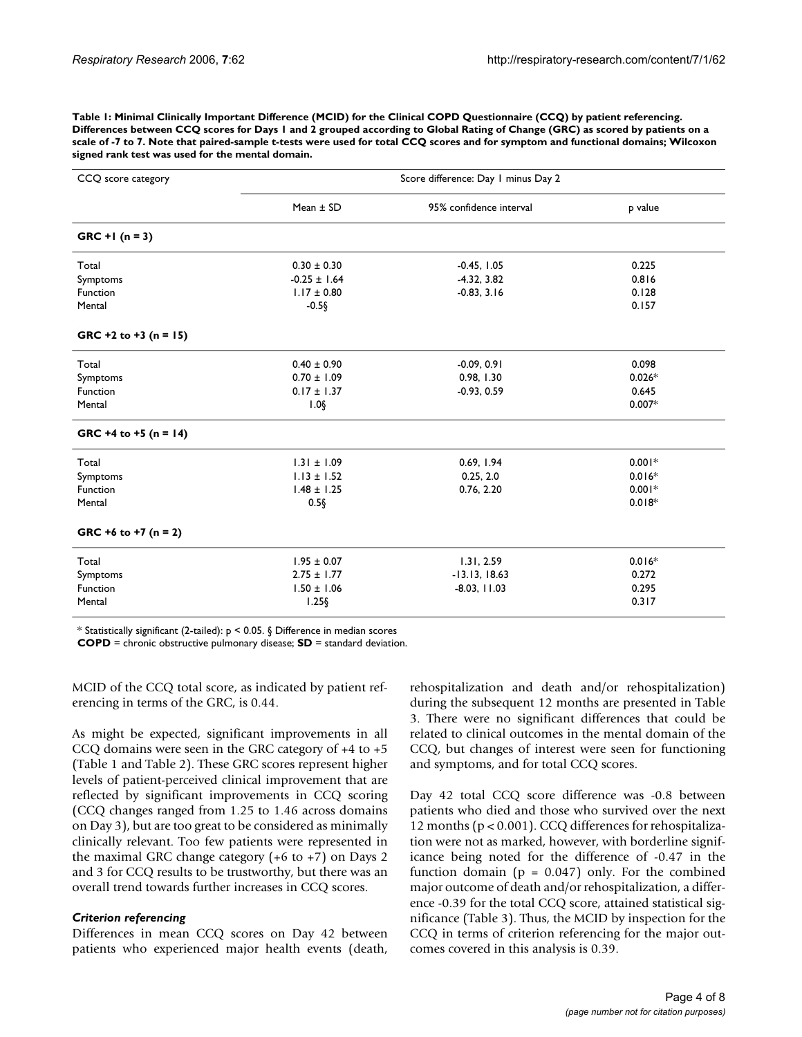**Table 1: Minimal Clinically Important Difference (MCID) for the Clinical COPD Questionnaire (CCQ) by patient referencing. Differences between CCQ scores for Days 1 and 2 grouped according to Global Rating of Change (GRC) as scored by patients on a scale of -7 to 7. Note that paired-sample t-tests were used for total CCQ scores and for symptom and functional domains; Wilcoxon signed rank test was used for the mental domain.**

| CCQ score category | Score difference: Day 1 minus Day 2 | | |
|---|---|---|---|
| | Mean ± SD | 95% confidence interval | p value |
| **GRC +1 (n = 3)** | | | |
| Total | 0.30 ± 0.30 | -0.45, 1.05 | 0.225 |
| Symptoms | -0.25 ± 1.64 | -4.32, 3.82 | 0.816 |
| Function | 1.17 ± 0.80 | -0.83, 3.16 | 0.128 |
| Mental | -0.5§ | | 0.157 |
| **GRC +2 to +3 (n = 15)** | | | |
| Total | 0.40 ± 0.90 | -0.09, 0.91 | 0.098 |
| Symptoms | 0.70 ± 1.09 | 0.98, 1.30 | 0.026* |
| Function | 0.17 ± 1.37 | -0.93, 0.59 | 0.645 |
| Mental | 1.0§ | | 0.007* |
| **GRC +4 to +5 (n = 14)** | | | |
| Total | 1.31 ± 1.09 | 0.69, 1.94 | 0.001* |
| Symptoms | 1.13 ± 1.52 | 0.25, 2.0 | 0.016* |
| Function | 1.48 ± 1.25 | 0.76, 2.20 | 0.001* |
| Mental | 0.5§ | | 0.018* |
| **GRC +6 to +7 (n = 2)** | | | |
| Total | 1.95 ± 0.07 | 1.31, 2.59 | 0.016* |
| Symptoms | 2.75 ± 1.77 | -13.13, 18.63 | 0.272 |
| Function | 1.50 ± 1.06 | -8.03, 11.03 | 0.295 |
| Mental | 1.25§ | | 0.317 |

* Statistically significant (2-tailed): $p < 0.05$. § Difference in median scores

**COPD** = chronic obstructive pulmonary disease; **SD** = standard deviation.

MCID of the CCQ total score, as indicated by patient referencing in terms of the GRC, is 0.44.

As might be expected, significant improvements in all CCQ domains were seen in the GRC category of +4 to +5 (Table 1 and Table 2). These GRC scores represent higher levels of patient-perceived clinical improvement that are reflected by significant improvements in CCQ scoring (CCQ changes ranged from 1.25 to 1.46 across domains on Day 3), but are too great to be considered as minimally clinically relevant. Too few patients were represented in the maximal GRC change category (+6 to +7) on Days 2 and 3 for CCQ results to be trustworthy, but there was an overall trend towards further increases in CCQ scores.

### *Criterion referencing*

Differences in mean CCQ scores on Day 42 between patients who experienced major health events (death, rehospitalization and death and/or rehospitalization) during the subsequent 12 months are presented in Table 3. There were no significant differences that could be related to clinical outcomes in the mental domain of the CCQ, but changes of interest were seen for functioning and symptoms, and for total CCQ scores.

Day 42 total CCQ score difference was -0.8 between patients who died and those who survived over the next 12 months ($p < 0.001$). CCQ differences for rehospitalization were not as marked, however, with borderline significance being noted for the difference of -0.47 in the function domain ($p = 0.047$) only. For the combined major outcome of death and/or rehospitalization, a difference -0.39 for the total CCQ score, attained statistical significance (Table 3). Thus, the MCID by inspection for the CCQ in terms of criterion referencing for the major outcomes covered in this analysis is 0.39.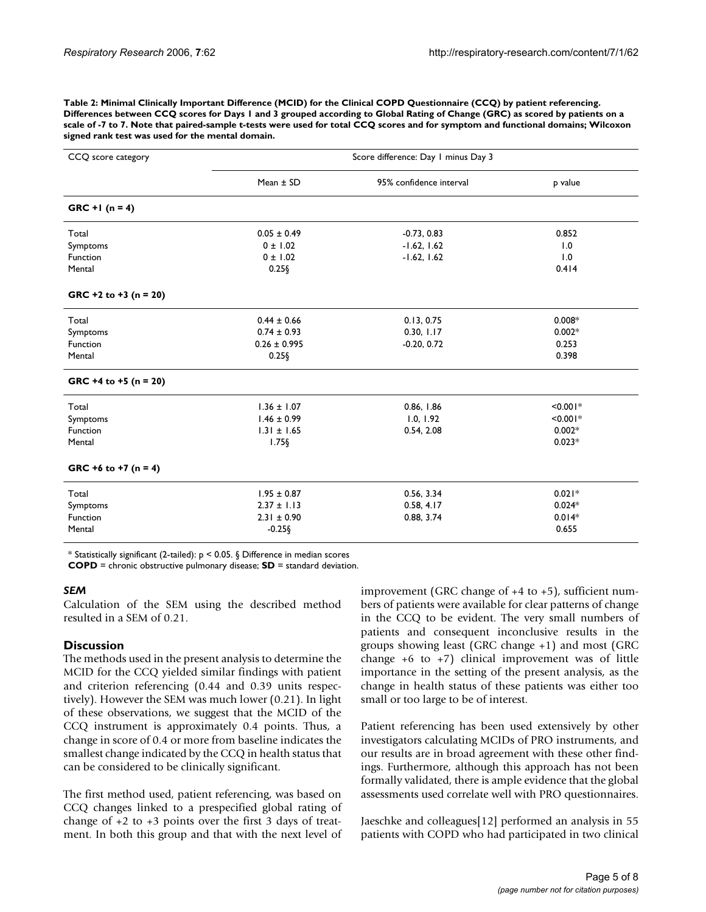**Table 2: Minimal Clinically Important Difference (MCID) for the Clinical COPD Questionnaire (CCQ) by patient referencing. Differences between CCQ scores for Days 1 and 3 grouped according to Global Rating of Change (GRC) as scored by patients on a scale of -7 to 7. Note that paired-sample t-tests were used for total CCQ scores and for symptom and functional domains; Wilcoxon signed rank test was used for the mental domain.**

| CCQ score category | Score difference: Day 1 minus Day 3 | | |
|---|---|---|---|
| | Mean ± SD | 95% confidence interval | p value |
| **GRC +1 (n = 4)** | | | |
| Total | 0.05 ± 0.49 | -0.73, 0.83 | 0.852 |
| Symptoms | 0 ± 1.02 | -1.62, 1.62 | 1.0 |
| Function | 0 ± 1.02 | -1.62, 1.62 | 1.0 |
| Mental | 0.25§ | | 0.414 |
| **GRC +2 to +3 (n = 20)** | | | |
| Total | 0.44 ± 0.66 | 0.13, 0.75 | 0.008* |
| Symptoms | 0.74 ± 0.93 | 0.30, 1.17 | 0.002* |
| Function | 0.26 ± 0.995 | -0.20, 0.72 | 0.253 |
| Mental | 0.25§ | | 0.398 |
| **GRC +4 to +5 (n = 20)** | | | |
| Total | 1.36 ± 1.07 | 0.86, 1.86 | <0.001* |
| Symptoms | 1.46 ± 0.99 | 1.0, 1.92 | <0.001* |
| Function | 1.31 ± 1.65 | 0.54, 2.08 | 0.002* |
| Mental | 1.75§ | | 0.023* |
| **GRC +6 to +7 (n = 4)** | | | |
| Total | 1.95 ± 0.87 | 0.56, 3.34 | 0.021* |
| Symptoms | 2.37 ± 1.13 | 0.58, 4.17 | 0.024* |
| Function | 2.31 ± 0.90 | 0.88, 3.74 | 0.014* |
| Mental | -0.25§ | | 0.655 |

* Statistically significant (2-tailed): $p < 0.05$. § Difference in median scores

**COPD** = chronic obstructive pulmonary disease; **SD** = standard deviation.

### *SEM*

Calculation of the SEM using the described method resulted in a SEM of 0.21.

## Discussion

The methods used in the present analysis to determine the MCID for the CCQ yielded similar findings with patient and criterion referencing (0.44 and 0.39 units respectively). However the SEM was much lower (0.21). In light of these observations, we suggest that the MCID of the CCQ instrument is approximately 0.4 points. Thus, a change in score of 0.4 or more from baseline indicates the smallest change indicated by the CCQ in health status that can be considered to be clinically significant.

The first method used, patient referencing, was based on CCQ changes linked to a prespecified global rating of change of +2 to +3 points over the first 3 days of treatment. In both this group and that with the next level of improvement (GRC change of +4 to +5), sufficient numbers of patients were available for clear patterns of change in the CCQ to be evident. The very small numbers of patients and consequent inconclusive results in the groups showing least (GRC change +1) and most (GRC change +6 to +7) clinical improvement was of little importance in the setting of the present analysis, as the change in health status of these patients was either too small or too large to be of interest.

Patient referencing has been used extensively by other investigators calculating MCIDs of PRO instruments, and our results are in broad agreement with these other findings. Furthermore, although this approach has not been formally validated, there is ample evidence that the global assessments used correlate well with PRO questionnaires.

Jaeschke and colleagues[12] performed an analysis in 55 patients with COPD who had participated in two clinical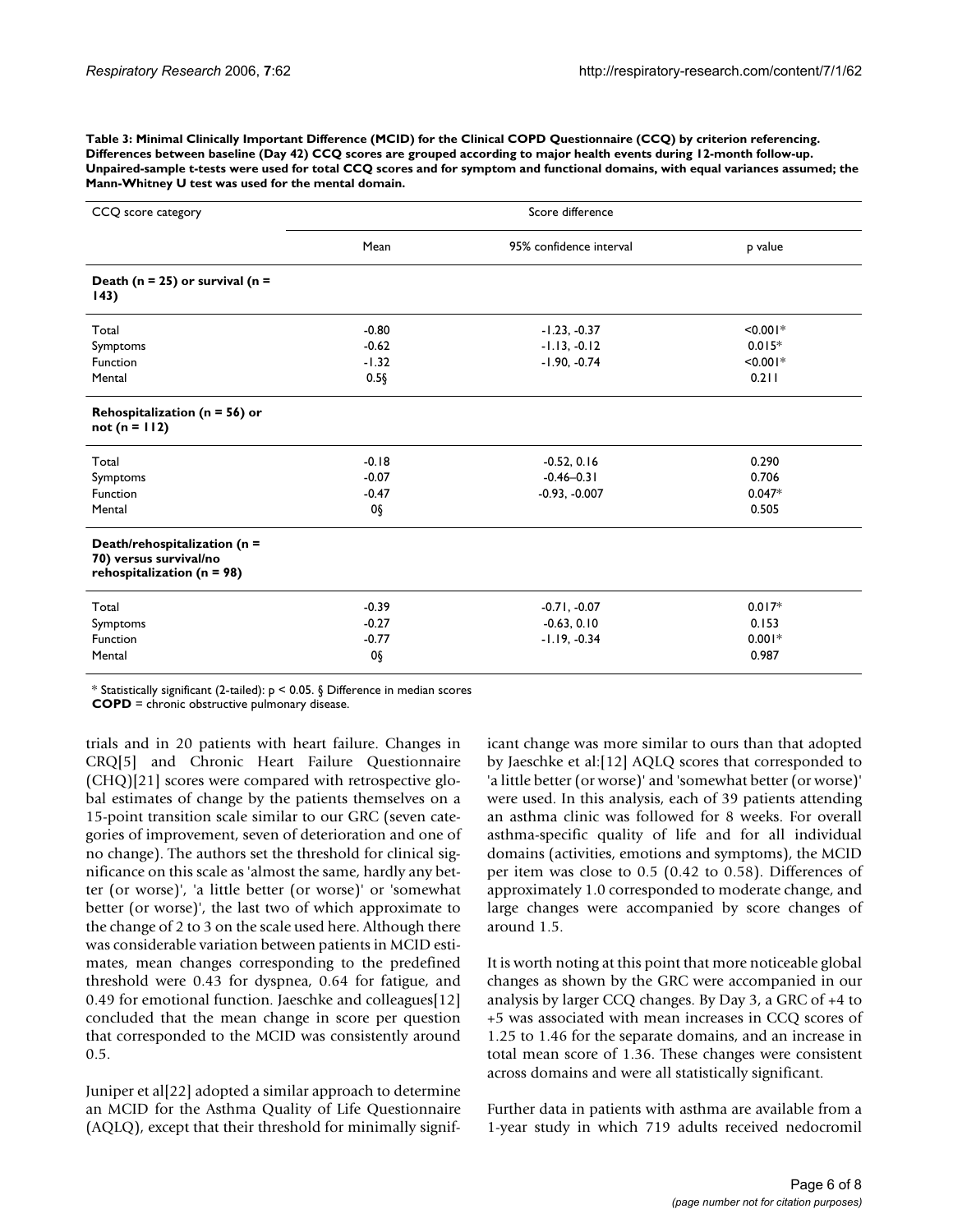**Table 3: Minimal Clinically Important Difference (MCID) for the Clinical COPD Questionnaire (CCQ) by criterion referencing. Differences between baseline (Day 42) CCQ scores are grouped according to major health events during 12-month follow-up. Unpaired-sample t-tests were used for total CCQ scores and for symptom and functional domains, with equal variances assumed; the Mann-Whitney U test was used for the mental domain.**

| CCQ score category | Score difference | | |
|---|---|---|---|
| | Mean | 95% confidence interval | p value |
| **Death (n = 25) or survival (n = 143)** | | | |
| Total | -0.80 | -1.23, -0.37 | <0.001* |
| Symptoms | -0.62 | -1.13, -0.12 | 0.015* |
| Function | -1.32 | -1.90, -0.74 | <0.001* |
| Mental | 0.5§ | | 0.211 |
| **Rehospitalization (n = 56) or not (n = 112)** | | | |
| Total | -0.18 | -0.52, 0.16 | 0.290 |
| Symptoms | -0.07 | -0.46–0.31 | 0.706 |
| Function | -0.47 | -0.93, -0.007 | 0.047* |
| Mental | 0§ | | 0.505 |
| **Death/rehospitalization (n = 70) versus survival/no rehospitalization (n = 98)** | | | |
| Total | -0.39 | -0.71, -0.07 | 0.017* |
| Symptoms | -0.27 | -0.63, 0.10 | 0.153 |
| Function | -0.77 | -1.19, -0.34 | 0.001* |
| Mental | 0§ | | 0.987 |

\* Statistically significant (2-tailed): $p < 0.05$. § Difference in median scores
**COPD** = chronic obstructive pulmonary disease.

trials and in 20 patients with heart failure. Changes in CRQ[5] and Chronic Heart Failure Questionnaire (CHQ)[21] scores were compared with retrospective global estimates of change by the patients themselves on a 15-point transition scale similar to our GRC (seven categories of improvement, seven of deterioration and one of no change). The authors set the threshold for clinical significance on this scale as 'almost the same, hardly any better (or worse)', 'a little better (or worse)' or 'somewhat better (or worse)', the last two of which approximate to the change of 2 to 3 on the scale used here. Although there was considerable variation between patients in MCID estimates, mean changes corresponding to the predefined threshold were 0.43 for dyspnea, 0.64 for fatigue, and 0.49 for emotional function. Jaeschke and colleagues[12] concluded that the mean change in score per question that corresponded to the MCID was consistently around 0.5.

Juniper et al[22] adopted a similar approach to determine an MCID for the Asthma Quality of Life Questionnaire (AQLQ), except that their threshold for minimally significant change was more similar to ours than that adopted by Jaeschke et al:[12] AQLQ scores that corresponded to 'a little better (or worse)' and 'somewhat better (or worse)' were used. In this analysis, each of 39 patients attending an asthma clinic was followed for 8 weeks. For overall asthma-specific quality of life and for all individual domains (activities, emotions and symptoms), the MCID per item was close to 0.5 (0.42 to 0.58). Differences of approximately 1.0 corresponded to moderate change, and large changes were accompanied by score changes of around 1.5.

It is worth noting at this point that more noticeable global changes as shown by the GRC were accompanied in our analysis by larger CCQ changes. By Day 3, a GRC of +4 to +5 was associated with mean increases in CCQ scores of 1.25 to 1.46 for the separate domains, and an increase in total mean score of 1.36. These changes were consistent across domains and were all statistically significant.

Further data in patients with asthma are available from a 1-year study in which 719 adults received nedocromil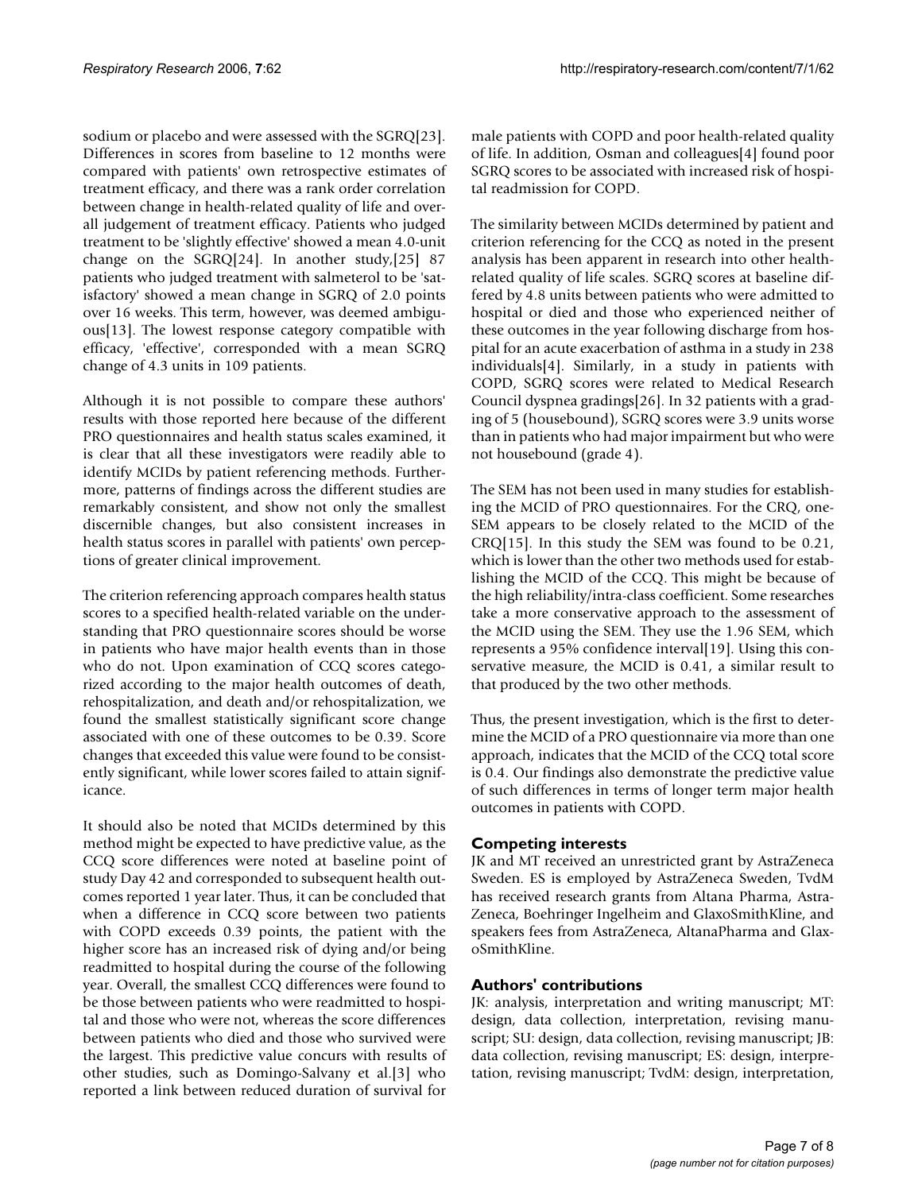sodium or placebo and were assessed with the SGRQ[23]. Differences in scores from baseline to 12 months were compared with patients' own retrospective estimates of treatment efficacy, and there was a rank order correlation between change in health-related quality of life and overall judgement of treatment efficacy. Patients who judged treatment to be 'slightly effective' showed a mean 4.0-unit change on the SGRQ[24]. In another study,[25] 87 patients who judged treatment with salmeterol to be 'satisfactory' showed a mean change in SGRQ of 2.0 points over 16 weeks. This term, however, was deemed ambiguous[13]. The lowest response category compatible with efficacy, 'effective', corresponded with a mean SGRQ change of 4.3 units in 109 patients.

Although it is not possible to compare these authors' results with those reported here because of the different PRO questionnaires and health status scales examined, it is clear that all these investigators were readily able to identify MCIDs by patient referencing methods. Furthermore, patterns of findings across the different studies are remarkably consistent, and show not only the smallest discernible changes, but also consistent increases in health status scores in parallel with patients' own perceptions of greater clinical improvement.

The criterion referencing approach compares health status scores to a specified health-related variable on the understanding that PRO questionnaire scores should be worse in patients who have major health events than in those who do not. Upon examination of CCQ scores categorized according to the major health outcomes of death, rehospitalization, and death and/or rehospitalization, we found the smallest statistically significant score change associated with one of these outcomes to be 0.39. Score changes that exceeded this value were found to be consistently significant, while lower scores failed to attain significance.

It should also be noted that MCIDs determined by this method might be expected to have predictive value, as the CCQ score differences were noted at baseline point of study Day 42 and corresponded to subsequent health outcomes reported 1 year later. Thus, it can be concluded that when a difference in CCQ score between two patients with COPD exceeds 0.39 points, the patient with the higher score has an increased risk of dying and/or being readmitted to hospital during the course of the following year. Overall, the smallest CCQ differences were found to be those between patients who were readmitted to hospital and those who were not, whereas the score differences between patients who died and those who survived were the largest. This predictive value concurs with results of other studies, such as Domingo-Salvany et al.[3] who reported a link between reduced duration of survival for male patients with COPD and poor health-related quality of life. In addition, Osman and colleagues[4] found poor SGRQ scores to be associated with increased risk of hospital readmission for COPD.

The similarity between MCIDs determined by patient and criterion referencing for the CCQ as noted in the present analysis has been apparent in research into other health-related quality of life scales. SGRQ scores at baseline differed by 4.8 units between patients who were admitted to hospital or died and those who experienced neither of these outcomes in the year following discharge from hospital for an acute exacerbation of asthma in a study in 238 individuals[4]. Similarly, in a study in patients with COPD, SGRQ scores were related to Medical Research Council dyspnea gradings[26]. In 32 patients with a grading of 5 (housebound), SGRQ scores were 3.9 units worse than in patients who had major impairment but who were not housebound (grade 4).

The SEM has not been used in many studies for establishing the MCID of PRO questionnaires. For the CRQ, one-SEM appears to be closely related to the MCID of the CRQ[15]. In this study the SEM was found to be 0.21, which is lower than the other two methods used for establishing the MCID of the CCQ. This might be because of the high reliability/intra-class coefficient. Some researches take a more conservative approach to the assessment of the MCID using the SEM. They use the 1.96 SEM, which represents a 95% confidence interval[19]. Using this conservative measure, the MCID is 0.41, a similar result to that produced by the two other methods.

Thus, the present investigation, which is the first to determine the MCID of a PRO questionnaire via more than one approach, indicates that the MCID of the CCQ total score is 0.4. Our findings also demonstrate the predictive value of such differences in terms of longer term major health outcomes in patients with COPD.

## Competing interests

JK and MT received an unrestricted grant by AstraZeneca Sweden. ES is employed by AstraZeneca Sweden, TvdM has received research grants from Altana Pharma, AstraZeneca, Boehringer Ingelheim and GlaxoSmithKline, and speakers fees from AstraZeneca, AltanaPharma and GlaxoSmithKline.

## Authors' contributions

JK: analysis, interpretation and writing manuscript; MT: design, data collection, interpretation, revising manuscript; SU: design, data collection, revising manuscript; JB: data collection, revising manuscript; ES: design, interpretation, revising manuscript; TvdM: design, interpretation,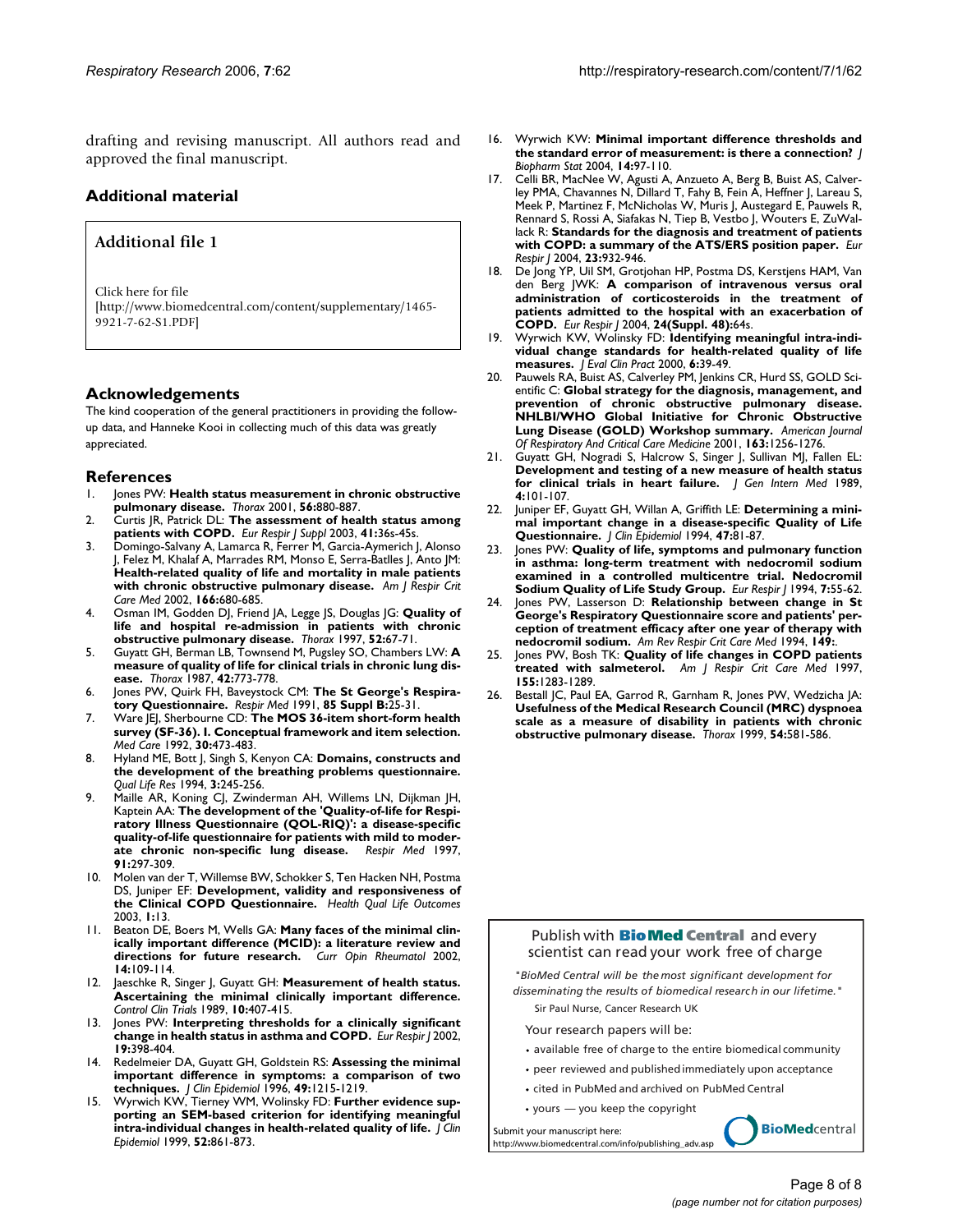drafting and revising manuscript. All authors read and approved the final manuscript.

## Additional material

### Additional file 1

Click here for file
[http://www.biomedcentral.com/content/supplementary/1465-9921-7-62-S1.PDF]

## Acknowledgements

The kind cooperation of the general practitioners in providing the follow-up data, and Hanneke Kooi in collecting much of this data was greatly appreciated.

## References

1. Jones PW: **Health status measurement in chronic obstructive pulmonary disease.** *Thorax* 2001, **56:**880-887.
2. Curtis JR, Patrick DL: **The assessment of health status among patients with COPD.** *Eur Respir J Suppl* 2003, **41:**36s-45s.
3. Domingo-Salvany A, Lamarca R, Ferrer M, Garcia-Aymerich J, Alonso J, Felez M, Khalaf A, Marrades RM, Monso E, Serra-Batlles J, Anto JM: **Health-related quality of life and mortality in male patients with chronic obstructive pulmonary disease.** *Am J Respir Crit Care Med* 2002, **166:**680-685.
4. Osman IM, Godden DJ, Friend JA, Legge JS, Douglas JG: **Quality of life and hospital re-admission in patients with chronic obstructive pulmonary disease.** *Thorax* 1997, **52:**67-71.
5. Guyatt GH, Berman LB, Townsend M, Pugsley SO, Chambers LW: **A measure of quality of life for clinical trials in chronic lung disease.** *Thorax* 1987, **42:**773-778.
6. Jones PW, Quirk FH, Baveystock CM: **The St George's Respiratory Questionnaire.** *Respir Med* 1991, **85 Suppl B:**25-31.
7. Ware JEJ, Sherbourne CD: **The MOS 36-item short-form health survey (SF-36). I. Conceptual framework and item selection.** *Med Care* 1992, **30:**473-483.
8. Hyland ME, Bott J, Singh S, Kenyon CA: **Domains, constructs and the development of the breathing problems questionnaire.** *Qual Life Res* 1994, **3:**245-256.
9. Maille AR, Koning CJ, Zwinderman AH, Willems LN, Dijkman JH, Kaptein AA: **The development of the 'Quality-of-life for Respiratory Illness Questionnaire (QOL-RIQ)': a disease-specific quality-of-life questionnaire for patients with mild to moderate chronic non-specific lung disease.** *Respir Med* 1997, **91:**297-309.
10. Molen van der T, Willemse BW, Schokker S, Ten Hacken NH, Postma DS, Juniper EF: **Development, validity and responsiveness of the Clinical COPD Questionnaire.** *Health Qual Life Outcomes* 2003, **1:**13.
11. Beaton DE, Boers M, Wells GA: **Many faces of the minimal clinically important difference (MCID): a literature review and directions for future research.** *Curr Opin Rheumatol* 2002, **14:**109-114.
12. Jaeschke R, Singer J, Guyatt GH: **Measurement of health status. Ascertaining the minimal clinically important difference.** *Control Clin Trials* 1989, **10:**407-415.
13. Jones PW: **Interpreting thresholds for a clinically significant change in health status in asthma and COPD.** *Eur Respir J* 2002, **19:**398-404.
14. Redelmeier DA, Guyatt GH, Goldstein RS: **Assessing the minimal important difference in symptoms: a comparison of two techniques.** *J Clin Epidemiol* 1996, **49:**1215-1219.
15. Wyrwich KW, Tierney WM, Wolinsky FD: **Further evidence supporting an SEM-based criterion for identifying meaningful intra-individual changes in health-related quality of life.** *J Clin Epidemiol* 1999, **52:**861-873.
16. Wyrwich KW: **Minimal important difference thresholds and the standard error of measurement: is there a connection?** *J Biopharm Stat* 2004, **14:**97-110.
17. Celli BR, MacNee W, Agusti A, Anzueto A, Berg B, Buist AS, Calverley PMA, Chavannes N, Dillard T, Fahy B, Fein A, Heffner J, Lareau S, Meek P, Martinez F, McNicholas W, Muris J, Austegard E, Pauwels R, Rennard S, Rossi A, Siafakas N, Tiep B, Vestbo J, Wouters E, ZuWallack R: **Standards for the diagnosis and treatment of patients with COPD: a summary of the ATS/ERS position paper.** *Eur Respir J* 2004, **23:**932-946.
18. De Jong YP, Uil SM, Grotjohan HP, Postma DS, Kerstjens HAM, Van den Berg JWK: **A comparison of intravenous versus oral administration of corticosteroids in the treatment of patients admitted to the hospital with an exacerbation of COPD.** *Eur Respir J* 2004, **24(Suppl. 48):**64s.
19. Wyrwich KW, Wolinsky FD: **Identifying meaningful intra-individual change standards for health-related quality of life measures.** *J Eval Clin Pract* 2000, **6:**39-49.
20. Pauwels RA, Buist AS, Calverley PM, Jenkins CR, Hurd SS, GOLD Scientific C: **Global strategy for the diagnosis, management, and prevention of chronic obstructive pulmonary disease. NHLBI/WHO Global Initiative for Chronic Obstructive Lung Disease (GOLD) Workshop summary.** *American Journal Of Respiratory And Critical Care Medicine* 2001, **163:**1256-1276.
21. Guyatt GH, Nogradi S, Halcrow S, Singer J, Sullivan MJ, Fallen EL: **Development and testing of a new measure of health status for clinical trials in heart failure.** *J Gen Intern Med* 1989, **4:**101-107.
22. Juniper EF, Guyatt GH, Willan A, Griffith LE: **Determining a minimal important change in a disease-specific Quality of Life Questionnaire.** *J Clin Epidemiol* 1994, **47:**81-87.
23. Jones PW: **Quality of life, symptoms and pulmonary function in asthma: long-term treatment with nedocromil sodium examined in a controlled multicentre trial. Nedocromil Sodium Quality of Life Study Group.** *Eur Respir J* 1994, **7:**55-62.
24. Jones PW, Lasserson D: **Relationship between change in St George's Respiratory Questionnaire score and patients' perception of treatment efficacy after one year of therapy with nedocromil sodium.** *Am Rev Respir Crit Care Med* 1994, **149:**.
25. Jones PW, Bosh TK: **Quality of life changes in COPD patients treated with salmeterol.** *Am J Respir Crit Care Med* 1997, **155:**1283-1289.
26. Bestall JC, Paul EA, Garrod R, Garnham R, Jones PW, Wedzicha JA: **Usefulness of the Medical Research Council (MRC) dyspnoea scale as a measure of disability in patients with chronic obstructive pulmonary disease.** *Thorax* 1999, **54:**581-586.

Publish with **BioMed Central** and every scientist can read your work free of charge

*"BioMed Central will be the most significant development for disseminating the results of biomedical research in our lifetime."*
Sir Paul Nurse, Cancer Research UK

Your research papers will be:

- available free of charge to the entire biomedical community
- peer reviewed and published immediately upon acceptance
- cited in PubMed and archived on PubMed Central
- yours — you keep the copyright

Submit your manuscript here:
http://www.biomedcentral.com/info/publishing_adv.asp

BioMedcentral